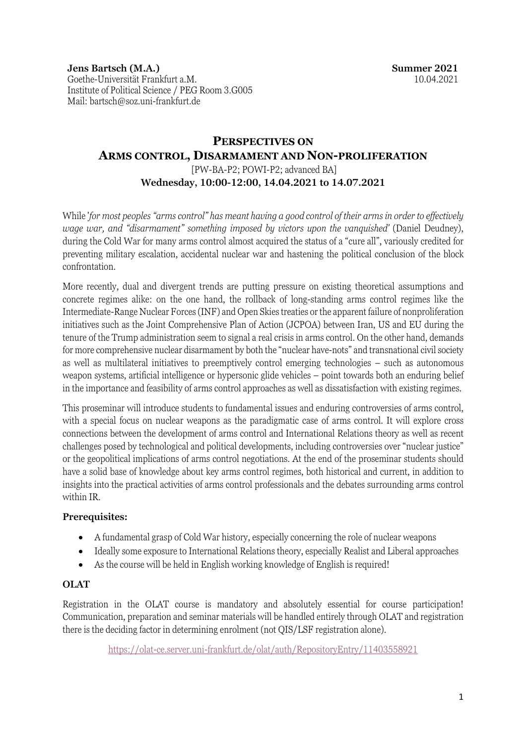**Jens Bartsch (M.A.)**
Goethe-Universität Frankfurt a.M.
Institute of Political Science / PEG Room 3.G005
Mail: bartsch@soz.uni-frankfurt.de

**Summer 2021**
10.04.2021

# PERSPECTIVES ON ARMS CONTROL, DISARMAMENT AND NON-PROLIFERATION

[PW-BA-P2; POWI-P2; advanced BA]

**Wednesday, 10:00-12:00, 14.04.2021 to 14.07.2021**

While '*for most peoples "arms control" has meant having a good control of their arms in order to effectively wage war, and "disarmament" something imposed by victors upon the vanquished*' (Daniel Deudney), during the Cold War for many arms control almost acquired the status of a "cure all", variously credited for preventing military escalation, accidental nuclear war and hastening the political conclusion of the block confrontation.

More recently, dual and divergent trends are putting pressure on existing theoretical assumptions and concrete regimes alike: on the one hand, the rollback of long-standing arms control regimes like the Intermediate-Range Nuclear Forces (INF) and Open Skies treaties or the apparent failure of nonproliferation initiatives such as the Joint Comprehensive Plan of Action (JCPOA) between Iran, US and EU during the tenure of the Trump administration seem to signal a real crisis in arms control. On the other hand, demands for more comprehensive nuclear disarmament by both the "nuclear have-nots" and transnational civil society as well as multilateral initiatives to preemptively control emerging technologies – such as autonomous weapon systems, artificial intelligence or hypersonic glide vehicles – point towards both an enduring belief in the importance and feasibility of arms control approaches as well as dissatisfaction with existing regimes.

This proseminar will introduce students to fundamental issues and enduring controversies of arms control, with a special focus on nuclear weapons as the paradigmatic case of arms control. It will explore cross connections between the development of arms control and International Relations theory as well as recent challenges posed by technological and political developments, including controversies over "nuclear justice" or the geopolitical implications of arms control negotiations. At the end of the proseminar students should have a solid base of knowledge about key arms control regimes, both historical and current, in addition to insights into the practical activities of arms control professionals and the debates surrounding arms control within IR.

### Prerequisites:

- A fundamental grasp of Cold War history, especially concerning the role of nuclear weapons
- Ideally some exposure to International Relations theory, especially Realist and Liberal approaches
- As the course will be held in English working knowledge of English is required!

### OLAT

Registration in the OLAT course is mandatory and absolutely essential for course participation! Communication, preparation and seminar materials will be handled entirely through OLAT and registration there is the deciding factor in determining enrolment (not QIS/LSF registration alone).

https://olat-ce.server.uni-frankfurt.de/olat/auth/RepositoryEntry/11403558921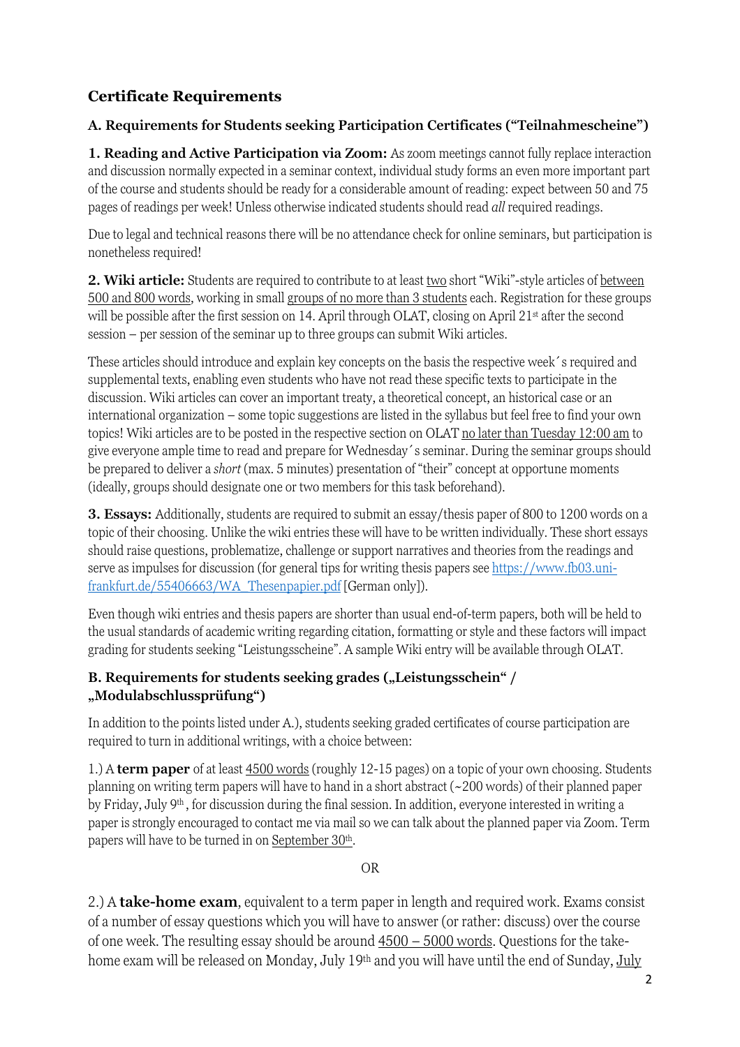## Certificate Requirements

### A. Requirements for Students seeking Participation Certificates ("Teilnahmescheine")

**1. Reading and Active Participation via Zoom:** As zoom meetings cannot fully replace interaction and discussion normally expected in a seminar context, individual study forms an even more important part of the course and students should be ready for a considerable amount of reading: expect between 50 and 75 pages of readings per week! Unless otherwise indicated students should read *all* required readings.

Due to legal and technical reasons there will be no attendance check for online seminars, but participation is nonetheless required!

**2. Wiki article:** Students are required to contribute to at least two short "Wiki"-style articles of between 500 and 800 words, working in small groups of no more than 3 students each. Registration for these groups will be possible after the first session on 14. April through OLAT, closing on April 21st after the second session – per session of the seminar up to three groups can submit Wiki articles.

These articles should introduce and explain key concepts on the basis the respective week´s required and supplemental texts, enabling even students who have not read these specific texts to participate in the discussion. Wiki articles can cover an important treaty, a theoretical concept, an historical case or an international organization – some topic suggestions are listed in the syllabus but feel free to find your own topics! Wiki articles are to be posted in the respective section on OLAT no later than Tuesday 12:00 am to give everyone ample time to read and prepare for Wednesday´s seminar. During the seminar groups should be prepared to deliver a *short* (max. 5 minutes) presentation of "their" concept at opportune moments (ideally, groups should designate one or two members for this task beforehand).

**3. Essays:** Additionally, students are required to submit an essay/thesis paper of 800 to 1200 words on a topic of their choosing. Unlike the wiki entries these will have to be written individually. These short essays should raise questions, problematize, challenge or support narratives and theories from the readings and serve as impulses for discussion (for general tips for writing thesis papers see https://www.fb03.uni-frankfurt.de/55406663/WA_Thesenpapier.pdf [German only]).

Even though wiki entries and thesis papers are shorter than usual end-of-term papers, both will be held to the usual standards of academic writing regarding citation, formatting or style and these factors will impact grading for students seeking "Leistungsscheine". A sample Wiki entry will be available through OLAT.

### B. Requirements for students seeking grades („Leistungsschein" / „Modulabschlussprüfung")

In addition to the points listed under A.), students seeking graded certificates of course participation are required to turn in additional writings, with a choice between:

1.) A **term paper** of at least 4500 words (roughly 12-15 pages) on a topic of your own choosing. Students planning on writing term papers will have to hand in a short abstract (~200 words) of their planned paper by Friday, July 9th, for discussion during the final session. In addition, everyone interested in writing a paper is strongly encouraged to contact me via mail so we can talk about the planned paper via Zoom. Term papers will have to be turned in on September 30th.

OR

2.) A **take-home exam**, equivalent to a term paper in length and required work. Exams consist of a number of essay questions which you will have to answer (or rather: discuss) over the course of one week. The resulting essay should be around 4500 – 5000 words. Questions for the take-home exam will be released on Monday, July 19th and you will have until the end of Sunday, July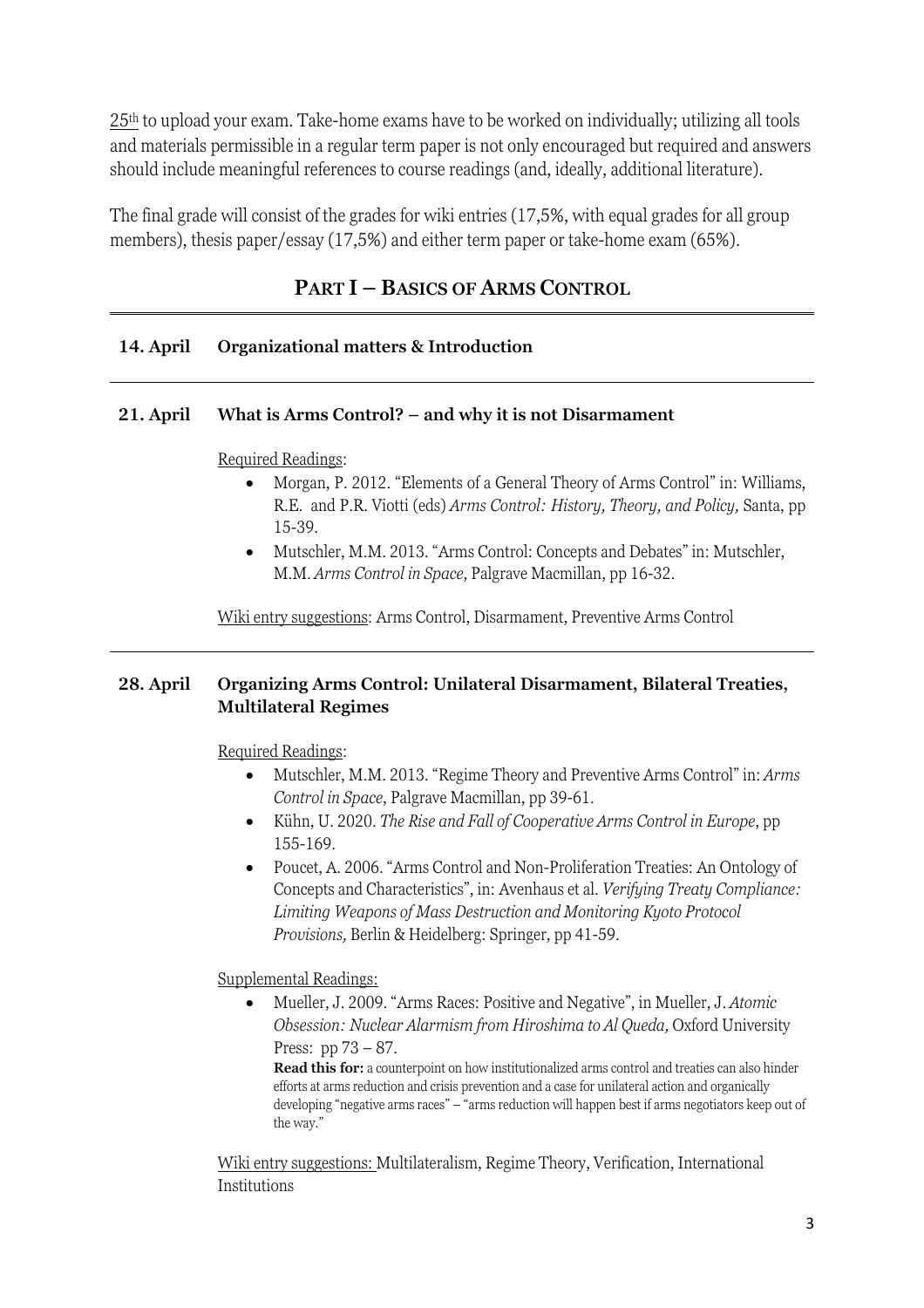25th to upload your exam. Take-home exams have to be worked on individually; utilizing all tools and materials permissible in a regular term paper is not only encouraged but required and answers should include meaningful references to course readings (and, ideally, additional literature).

The final grade will consist of the grades for wiki entries (17,5%, with equal grades for all group members), thesis paper/essay (17,5%) and either term paper or take-home exam (65%).

## PART I – BASICS OF ARMS CONTROL

**14. April** **Organizational matters & Introduction**

---

**21. April** **What is Arms Control? – and why it is not Disarmament**

Required Readings:

- Morgan, P. 2012. "Elements of a General Theory of Arms Control" in: Williams, R.E. and P.R. Viotti (eds) *Arms Control: History, Theory, and Policy,* Santa, pp 15-39.
- Mutschler, M.M. 2013. "Arms Control: Concepts and Debates" in: Mutschler, M.M. *Arms Control in Space*, Palgrave Macmillan, pp 16-32.

Wiki entry suggestions: Arms Control, Disarmament, Preventive Arms Control

---

**28. April** **Organizing Arms Control: Unilateral Disarmament, Bilateral Treaties, Multilateral Regimes**

Required Readings:

- Mutschler, M.M. 2013. "Regime Theory and Preventive Arms Control" in: *Arms Control in Space*, Palgrave Macmillan, pp 39-61.
- Kühn, U. 2020. *The Rise and Fall of Cooperative Arms Control in Europe*, pp 155-169.
- Poucet, A. 2006. "Arms Control and Non-Proliferation Treaties: An Ontology of Concepts and Characteristics", in: Avenhaus et al. *Verifying Treaty Compliance: Limiting Weapons of Mass Destruction and Monitoring Kyoto Protocol Provisions,* Berlin & Heidelberg: Springer, pp 41-59.

Supplemental Readings:

- Mueller, J. 2009. "Arms Races: Positive and Negative", in Mueller, J. *Atomic Obsession: Nuclear Alarmism from Hiroshima to Al Queda,* Oxford University Press: pp 73 – 87.

  **Read this for:** a counterpoint on how institutionalized arms control and treaties can also hinder efforts at arms reduction and crisis prevention and a case for unilateral action and organically developing "negative arms races" – "arms reduction will happen best if arms negotiators keep out of the way."

Wiki entry suggestions: Multilateralism, Regime Theory, Verification, International Institutions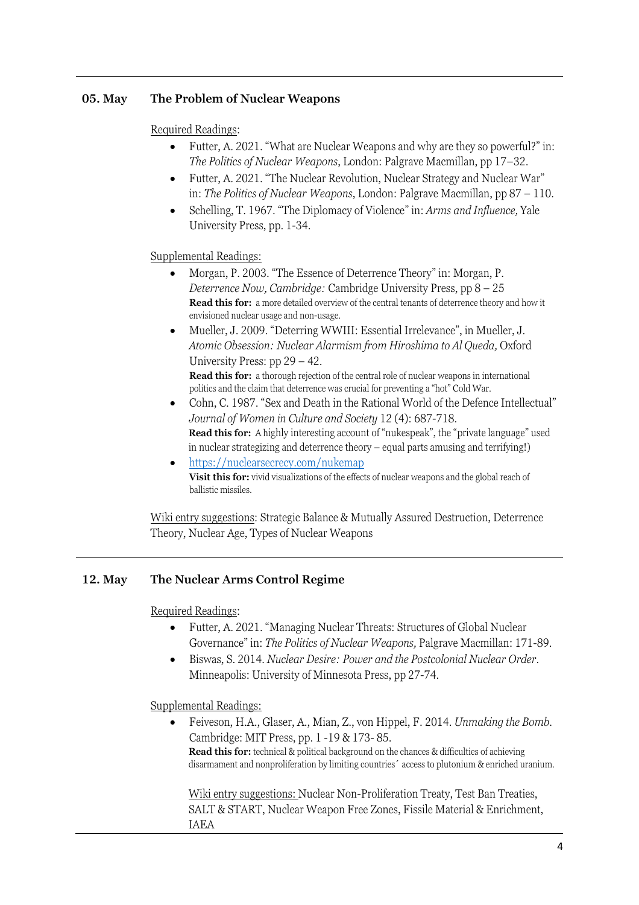## 05. May The Problem of Nuclear Weapons

Required Readings:

- Futter, A. 2021. "What are Nuclear Weapons and why are they so powerful?" in: *The Politics of Nuclear Weapons*, London: Palgrave Macmillan, pp 17–32.
- Futter, A. 2021. "The Nuclear Revolution, Nuclear Strategy and Nuclear War" in: *The Politics of Nuclear Weapons*, London: Palgrave Macmillan, pp 87 – 110.
- Schelling, T. 1967. "The Diplomacy of Violence" in: *Arms and Influence,* Yale University Press, pp. 1-34.

Supplemental Readings:

- Morgan, P. 2003. "The Essence of Deterrence Theory" in: Morgan, P. *Deterrence Now, Cambridge:* Cambridge University Press, pp 8 – 25
  **Read this for:** a more detailed overview of the central tenants of deterrence theory and how it envisioned nuclear usage and non-usage.
- Mueller, J. 2009. "Deterring WWIII: Essential Irrelevance", in Mueller, J. *Atomic Obsession: Nuclear Alarmism from Hiroshima to Al Queda,* Oxford University Press: pp 29 – 42.
  **Read this for:** a thorough rejection of the central role of nuclear weapons in international politics and the claim that deterrence was crucial for preventing a "hot" Cold War.
- Cohn, C. 1987. "Sex and Death in the Rational World of the Defence Intellectual" *Journal of Women in Culture and Society* 12 (4): 687-718.
  **Read this for:** A highly interesting account of "nukespeak", the "private language" used in nuclear strategizing and deterrence theory – equal parts amusing and terrifying!)
- https://nuclearsecrecy.com/nukemap
  **Visit this for:** vivid visualizations of the effects of nuclear weapons and the global reach of ballistic missiles.

Wiki entry suggestions: Strategic Balance & Mutually Assured Destruction, Deterrence Theory, Nuclear Age, Types of Nuclear Weapons

---

## 12. May The Nuclear Arms Control Regime

Required Readings:

- Futter, A. 2021. "Managing Nuclear Threats: Structures of Global Nuclear Governance" in: *The Politics of Nuclear Weapons,* Palgrave Macmillan: 171-89.
- Biswas, S. 2014. *Nuclear Desire: Power and the Postcolonial Nuclear Order*. Minneapolis: University of Minnesota Press, pp 27-74.

Supplemental Readings:

- Feiveson, H.A., Glaser, A., Mian, Z., von Hippel, F. 2014. *Unmaking the Bomb.* Cambridge: MIT Press, pp. 1 -19 & 173- 85.
  **Read this for:** technical & political background on the chances & difficulties of achieving disarmament and nonproliferation by limiting countries´ access to plutonium & enriched uranium.

  Wiki entry suggestions: Nuclear Non-Proliferation Treaty, Test Ban Treaties, SALT & START, Nuclear Weapon Free Zones, Fissile Material & Enrichment, IAEA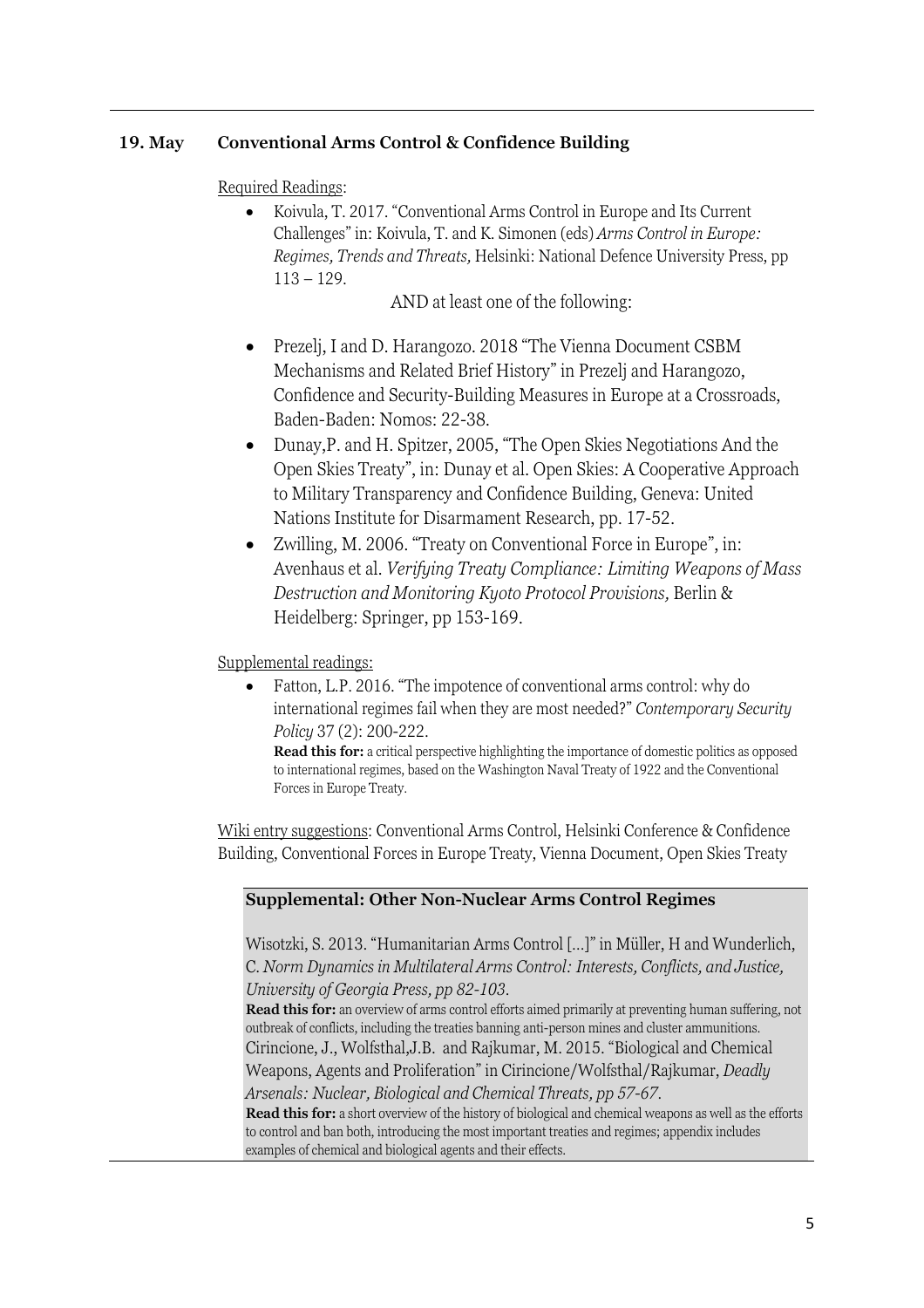## 19. May Conventional Arms Control & Confidence Building

Required Readings:

- Koivula, T. 2017. "Conventional Arms Control in Europe and Its Current Challenges" in: Koivula, T. and K. Simonen (eds) *Arms Control in Europe: Regimes, Trends and Threats,* Helsinki: National Defence University Press, pp 113 – 129.

AND at least one of the following:

- Prezelj, I and D. Harangozo. 2018 "The Vienna Document CSBM Mechanisms and Related Brief History" in Prezelj and Harangozo, Confidence and Security-Building Measures in Europe at a Crossroads, Baden-Baden: Nomos: 22-38.
- Dunay,P. and H. Spitzer, 2005, "The Open Skies Negotiations And the Open Skies Treaty", in: Dunay et al. Open Skies: A Cooperative Approach to Military Transparency and Confidence Building, Geneva: United Nations Institute for Disarmament Research, pp. 17-52.
- Zwilling, M. 2006. "Treaty on Conventional Force in Europe", in: Avenhaus et al. *Verifying Treaty Compliance: Limiting Weapons of Mass Destruction and Monitoring Kyoto Protocol Provisions,* Berlin & Heidelberg: Springer, pp 153-169.

Supplemental readings:

- Fatton, L.P. 2016. "The impotence of conventional arms control: why do international regimes fail when they are most needed?" *Contemporary Security Policy* 37 (2): 200-222.
  **Read this for:** a critical perspective highlighting the importance of domestic politics as opposed to international regimes, based on the Washington Naval Treaty of 1922 and the Conventional Forces in Europe Treaty.

Wiki entry suggestions: Conventional Arms Control, Helsinki Conference & Confidence Building, Conventional Forces in Europe Treaty, Vienna Document, Open Skies Treaty

### Supplemental: Other Non-Nuclear Arms Control Regimes

Wisotzki, S. 2013. "Humanitarian Arms Control […]" in Müller, H and Wunderlich, C. *Norm Dynamics in Multilateral Arms Control: Interests, Conflicts, and Justice, University of Georgia Press, pp 82-103.*

**Read this for:** an overview of arms control efforts aimed primarily at preventing human suffering, not outbreak of conflicts, including the treaties banning anti-person mines and cluster ammunitions.

Cirincione, J., Wolfsthal,J.B. and Rajkumar, M. 2015. "Biological and Chemical Weapons, Agents and Proliferation" in Cirincione/Wolfsthal/Rajkumar, *Deadly Arsenals: Nuclear, Biological and Chemical Threats, pp 57-67.*

**Read this for:** a short overview of the history of biological and chemical weapons as well as the efforts to control and ban both, introducing the most important treaties and regimes; appendix includes examples of chemical and biological agents and their effects.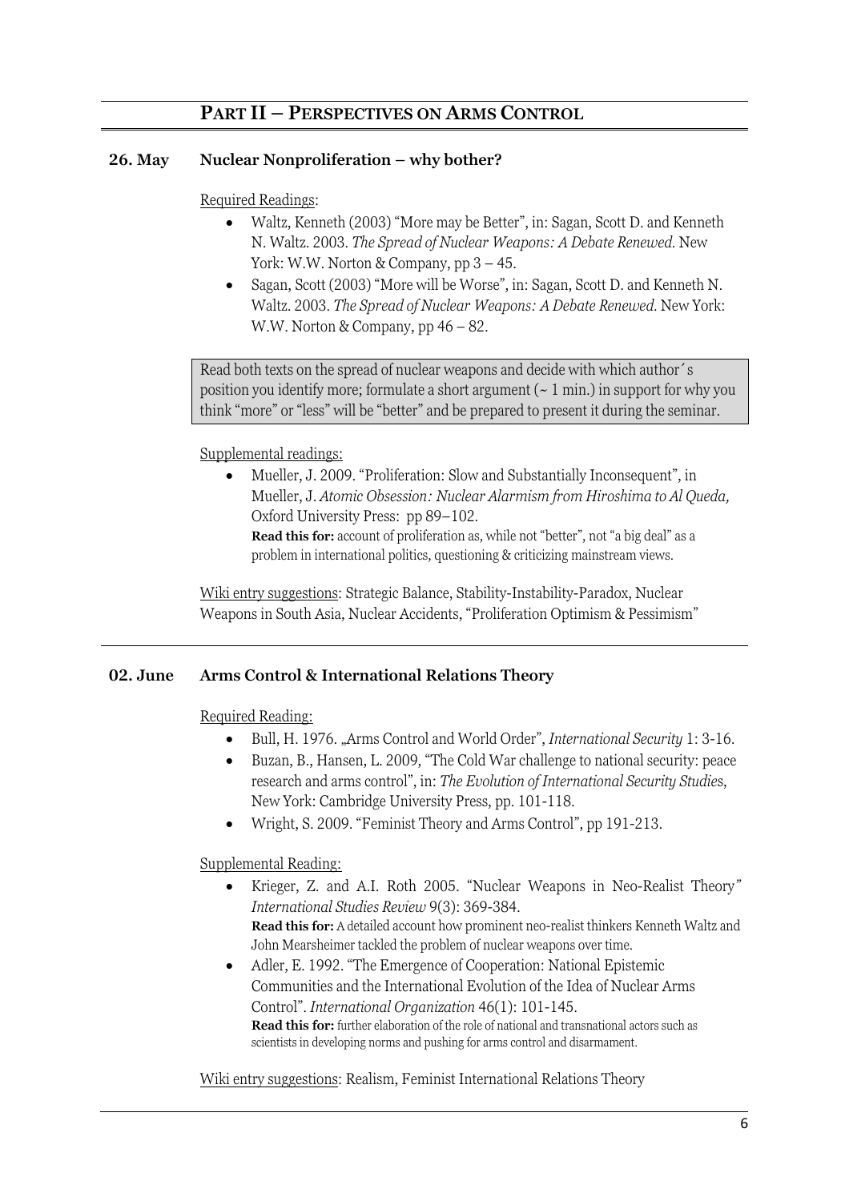## PART II – PERSPECTIVES ON ARMS CONTROL

### 26. May Nuclear Nonproliferation – why bother?

Required Readings:

- Waltz, Kenneth (2003) "More may be Better", in: Sagan, Scott D. and Kenneth N. Waltz. 2003. *The Spread of Nuclear Weapons: A Debate Renewed*. New York: W.W. Norton & Company, pp 3 – 45.
- Sagan, Scott (2003) "More will be Worse", in: Sagan, Scott D. and Kenneth N. Waltz. 2003. *The Spread of Nuclear Weapons: A Debate Renewed*. New York: W.W. Norton & Company, pp 46 – 82.

Read both texts on the spread of nuclear weapons and decide with which author´s position you identify more; formulate a short argument (~ 1 min.) in support for why you think "more" or "less" will be "better" and be prepared to present it during the seminar.

Supplemental readings:

- Mueller, J. 2009. "Proliferation: Slow and Substantially Inconsequent", in Mueller, J. *Atomic Obsession: Nuclear Alarmism from Hiroshima to Al Queda,* Oxford University Press: pp 89–102.
  **Read this for:** account of proliferation as, while not "better", not "a big deal" as a problem in international politics, questioning & criticizing mainstream views.

Wiki entry suggestions: Strategic Balance, Stability-Instability-Paradox, Nuclear Weapons in South Asia, Nuclear Accidents, "Proliferation Optimism & Pessimism"

### 02. June Arms Control & International Relations Theory

Required Reading:

- Bull, H. 1976. „Arms Control and World Order", *International Security* 1: 3-16.
- Buzan, B., Hansen, L. 2009, "The Cold War challenge to national security: peace research and arms control", in: *The Evolution of International Security Studies*, New York: Cambridge University Press, pp. 101-118.
- Wright, S. 2009. "Feminist Theory and Arms Control", pp 191-213.

Supplemental Reading:

- Krieger, Z. and A.I. Roth 2005. "Nuclear Weapons in Neo-Realist Theory" *International Studies Review* 9(3): 369-384.
  **Read this for:** A detailed account how prominent neo-realist thinkers Kenneth Waltz and John Mearsheimer tackled the problem of nuclear weapons over time.
- Adler, E. 1992. "The Emergence of Cooperation: National Epistemic Communities and the International Evolution of the Idea of Nuclear Arms Control". *International Organization* 46(1): 101-145.
  **Read this for:** further elaboration of the role of national and transnational actors such as scientists in developing norms and pushing for arms control and disarmament.

Wiki entry suggestions: Realism, Feminist International Relations Theory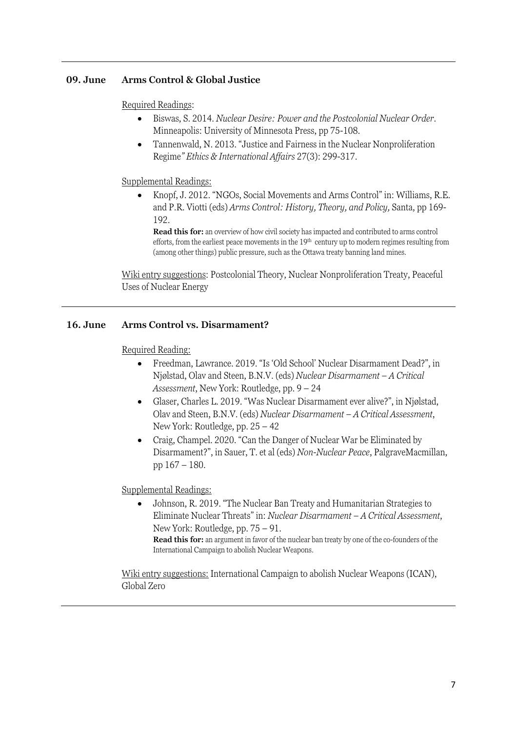---

**09. June** **Arms Control & Global Justice**

Required Readings:

- Biswas, S. 2014. *Nuclear Desire: Power and the Postcolonial Nuclear Order*. Minneapolis: University of Minnesota Press, pp 75-108.
- Tannenwald, N. 2013. "Justice and Fairness in the Nuclear Nonproliferation Regime*" Ethics & International Affairs* 27(3): 299-317.

Supplemental Readings:

- Knopf, J. 2012. "NGOs, Social Movements and Arms Control" in: Williams, R.E. and P.R. Viotti (eds) *Arms Control: History, Theory, and Policy,* Santa, pp 169-192.
  **Read this for:** an overview of how civil society has impacted and contributed to arms control efforts, from the earliest peace movements in the 19th century up to modern regimes resulting from (among other things) public pressure, such as the Ottawa treaty banning land mines.

Wiki entry suggestions: Postcolonial Theory, Nuclear Nonproliferation Treaty, Peaceful Uses of Nuclear Energy

---

**16. June** **Arms Control vs. Disarmament?**

Required Reading:

- Freedman, Lawrance. 2019. "Is 'Old School' Nuclear Disarmament Dead?", in Njølstad, Olav and Steen, B.N.V. (eds) *Nuclear Disarmament – A Critical Assessment*, New York: Routledge, pp. 9 – 24
- Glaser, Charles L. 2019. "Was Nuclear Disarmament ever alive?", in Njølstad, Olav and Steen, B.N.V. (eds) *Nuclear Disarmament – A Critical Assessment*, New York: Routledge, pp. 25 – 42
- Craig, Champel. 2020. "Can the Danger of Nuclear War be Eliminated by Disarmament?", in Sauer, T. et al (eds) *Non-Nuclear Peace*, PalgraveMacmillan, pp 167 – 180.

Supplemental Readings:

- Johnson, R. 2019. "The Nuclear Ban Treaty and Humanitarian Strategies to Eliminate Nuclear Threats" in: *Nuclear Disarmament – A Critical Assessment*, New York: Routledge, pp. 75 – 91.
  **Read this for:** an argument in favor of the nuclear ban treaty by one of the co-founders of the International Campaign to abolish Nuclear Weapons.

Wiki entry suggestions: International Campaign to abolish Nuclear Weapons (ICAN), Global Zero

---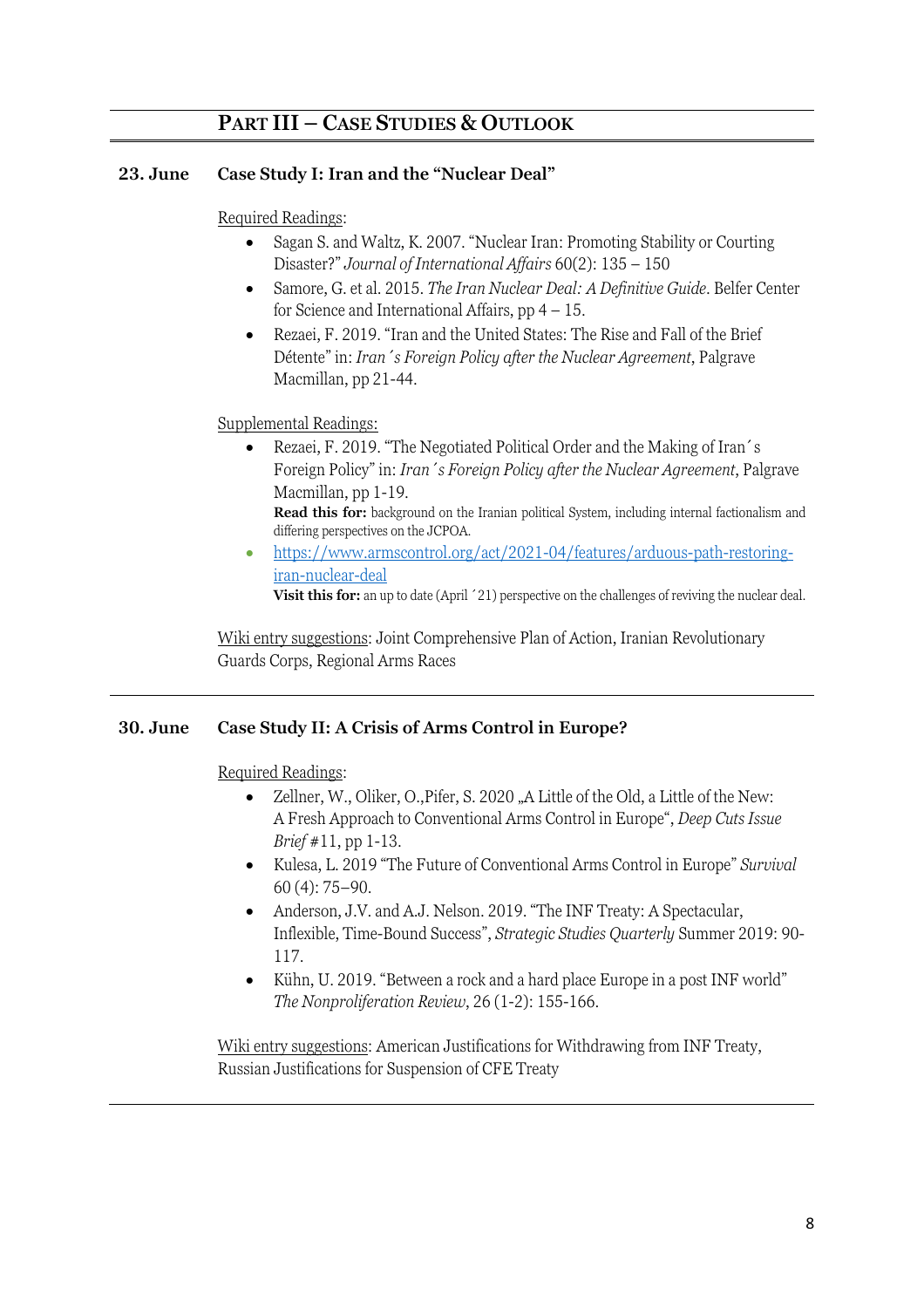## PART III – CASE STUDIES & OUTLOOK

**23. June** **Case Study I: Iran and the "Nuclear Deal"**

Required Readings:

- Sagan S. and Waltz, K. 2007. "Nuclear Iran: Promoting Stability or Courting Disaster?" *Journal of International Affairs* 60(2): 135 – 150
- Samore, G. et al. 2015. *The Iran Nuclear Deal: A Definitive Guide*. Belfer Center for Science and International Affairs, pp 4 – 15.
- Rezaei, F. 2019. "Iran and the United States: The Rise and Fall of the Brief Détente" in: *Iran´s Foreign Policy after the Nuclear Agreement*, Palgrave Macmillan, pp 21-44.

Supplemental Readings:

- Rezaei, F. 2019. "The Negotiated Political Order and the Making of Iran´s Foreign Policy" in: *Iran´s Foreign Policy after the Nuclear Agreement*, Palgrave Macmillan, pp 1-19.
  **Read this for:** background on the Iranian political System, including internal factionalism and differing perspectives on the JCPOA.
- https://www.armscontrol.org/act/2021-04/features/arduous-path-restoring-iran-nuclear-deal
  **Visit this for:** an up to date (April ´21) perspective on the challenges of reviving the nuclear deal.

Wiki entry suggestions: Joint Comprehensive Plan of Action, Iranian Revolutionary Guards Corps, Regional Arms Races

---

**30. June** **Case Study II: A Crisis of Arms Control in Europe?**

Required Readings:

- Zellner, W., Oliker, O.,Pifer, S. 2020 „A Little of the Old, a Little of the New: A Fresh Approach to Conventional Arms Control in Europe", *Deep Cuts Issue Brief* #11, pp 1-13.
- Kulesa, L. 2019 "The Future of Conventional Arms Control in Europe" *Survival* 60 (4): 75–90.
- Anderson, J.V. and A.J. Nelson. 2019. "The INF Treaty: A Spectacular, Inflexible, Time-Bound Success", *Strategic Studies Quarterly* Summer 2019: 90-117.
- Kühn, U. 2019. "Between a rock and a hard place Europe in a post INF world" *The Nonproliferation Review*, 26 (1-2): 155-166.

Wiki entry suggestions: American Justifications for Withdrawing from INF Treaty, Russian Justifications for Suspension of CFE Treaty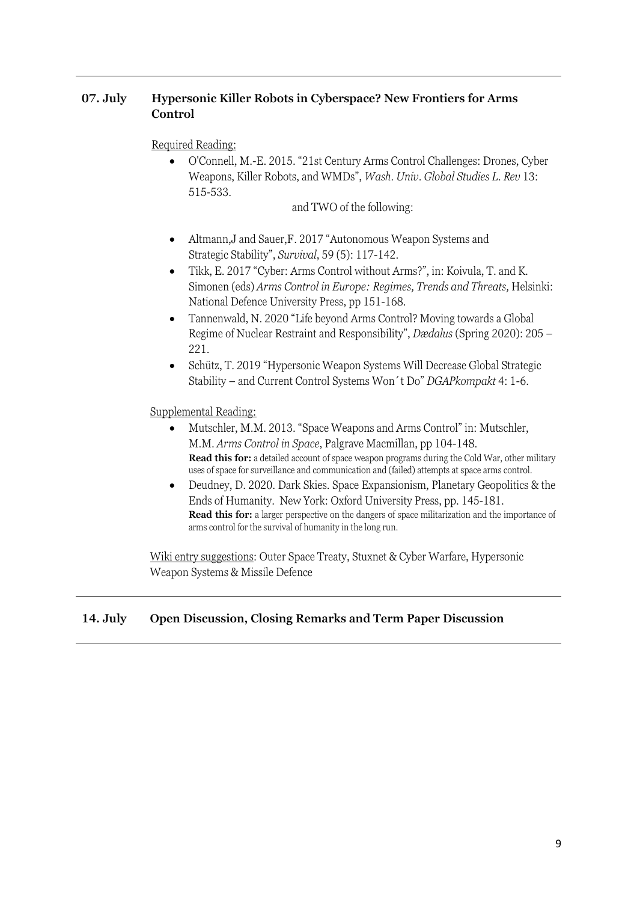---

**07. July** **Hypersonic Killer Robots in Cyberspace? New Frontiers for Arms Control**

Required Reading:

- O'Connell, M.-E. 2015. "21st Century Arms Control Challenges: Drones, Cyber Weapons, Killer Robots, and WMDs", *Wash. Univ. Global Studies L. Rev* 13: 515-533.

and TWO of the following:

- Altmann,J and Sauer,F. 2017 "Autonomous Weapon Systems and Strategic Stability", *Survival*, 59 (5): 117-142.
- Tikk, E. 2017 "Cyber: Arms Control without Arms?", in: Koivula, T. and K. Simonen (eds) *Arms Control in Europe: Regimes, Trends and Threats,* Helsinki: National Defence University Press, pp 151-168.
- Tannenwald, N. 2020 "Life beyond Arms Control? Moving towards a Global Regime of Nuclear Restraint and Responsibility", *Dædalus* (Spring 2020): 205 – 221.
- Schütz, T. 2019 "Hypersonic Weapon Systems Will Decrease Global Strategic Stability – and Current Control Systems Won´t Do" *DGAPkompakt* 4: 1-6.

Supplemental Reading:

- Mutschler, M.M. 2013. "Space Weapons and Arms Control" in: Mutschler, M.M. *Arms Control in Space*, Palgrave Macmillan, pp 104-148.
  **Read this for:** a detailed account of space weapon programs during the Cold War, other military uses of space for surveillance and communication and (failed) attempts at space arms control.
- Deudney, D. 2020. Dark Skies. Space Expansionism, Planetary Geopolitics & the Ends of Humanity. New York: Oxford University Press, pp. 145-181.
  **Read this for:** a larger perspective on the dangers of space militarization and the importance of arms control for the survival of humanity in the long run.

Wiki entry suggestions: Outer Space Treaty, Stuxnet & Cyber Warfare, Hypersonic Weapon Systems & Missile Defence

---

**14. July** **Open Discussion, Closing Remarks and Term Paper Discussion**

---